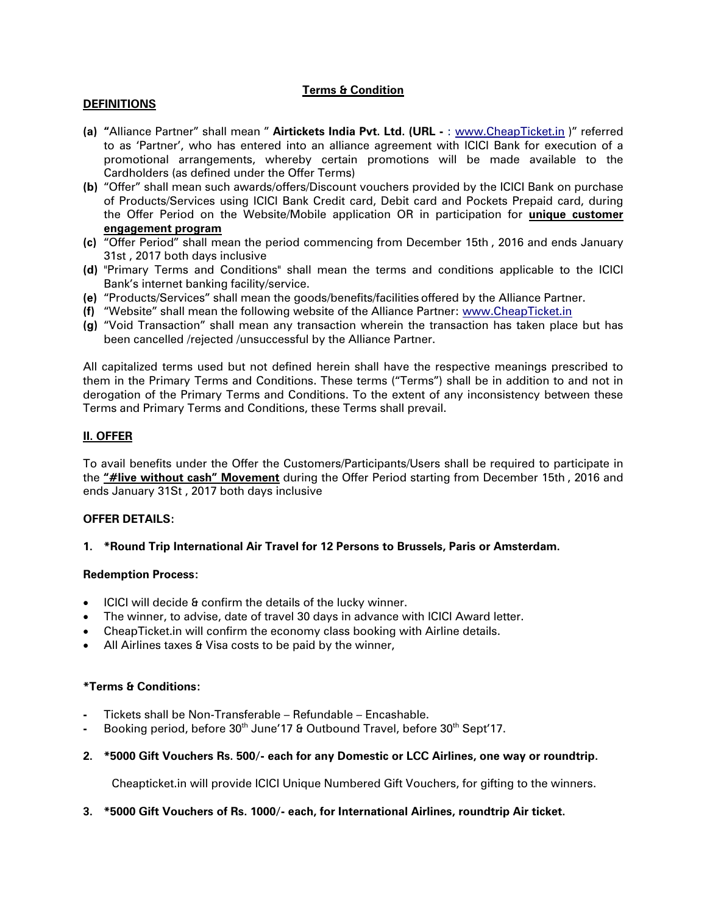## Terms & Condition

### DEFINITIONS

**(a)** **"**Alliance Partner" shall mean " **Airtickets India Pvt. Ltd. (URL -** : www.CheapTicket.in )" referred to as 'Partner', who has entered into an alliance agreement with ICICI Bank for execution of a promotional arrangements, whereby certain promotions will be made available to the Cardholders (as defined under the Offer Terms)

**(b)** "Offer" shall mean such awards/offers/Discount vouchers provided by the ICICI Bank on purchase of Products/Services using ICICI Bank Credit card, Debit card and Pockets Prepaid card, during the Offer Period on the Website/Mobile application OR in participation for **unique customer engagement program**

**(c)** "Offer Period" shall mean the period commencing from December 15th , 2016 and ends January 31st , 2017 both days inclusive

**(d)** "Primary Terms and Conditions" shall mean the terms and conditions applicable to the ICICI Bank's internet banking facility/service.

**(e)** "Products/Services" shall mean the goods/benefits/facilities offered by the Alliance Partner.

**(f)** "Website" shall mean the following website of the Alliance Partner: www.CheapTicket.in

**(g)** "Void Transaction" shall mean any transaction wherein the transaction has taken place but has been cancelled /rejected /unsuccessful by the Alliance Partner.

All capitalized terms used but not defined herein shall have the respective meanings prescribed to them in the Primary Terms and Conditions. These terms ("Terms") shall be in addition to and not in derogation of the Primary Terms and Conditions. To the extent of any inconsistency between these Terms and Primary Terms and Conditions, these Terms shall prevail.

### II. OFFER

To avail benefits under the Offer the Customers/Participants/Users shall be required to participate in the **"#live without cash" Movement** during the Offer Period starting from December 15th , 2016 and ends January 31St , 2017 both days inclusive

**OFFER DETAILS:**

**1. \*Round Trip International Air Travel for 12 Persons to Brussels, Paris or Amsterdam.**

**Redemption Process:**

- ICICI will decide & confirm the details of the lucky winner.
- The winner, to advise, date of travel 30 days in advance with ICICI Award letter.
- CheapTicket.in will confirm the economy class booking with Airline details.
- All Airlines taxes & Visa costs to be paid by the winner,

**\*Terms & Conditions:**

- Tickets shall be Non-Transferable – Refundable – Encashable.
- Booking period, before 30th June'17 & Outbound Travel, before 30th Sept'17.

**2. \*5000 Gift Vouchers Rs. 500/- each for any Domestic or LCC Airlines, one way or roundtrip.**

Cheapticket.in will provide ICICI Unique Numbered Gift Vouchers, for gifting to the winners.

**3. \*5000 Gift Vouchers of Rs. 1000/- each, for International Airlines, roundtrip Air ticket.**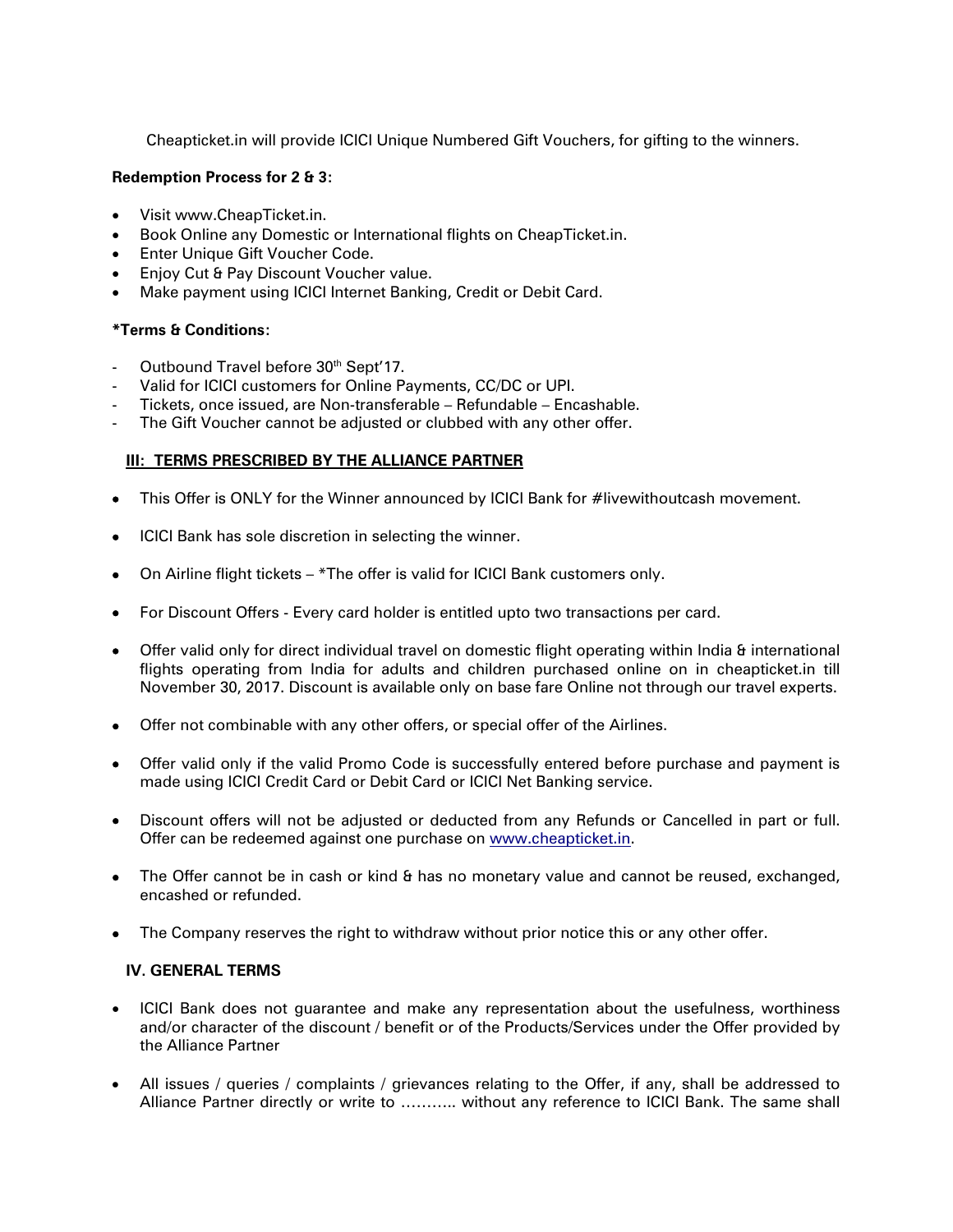Cheapticket.in will provide ICICI Unique Numbered Gift Vouchers, for gifting to the winners.

**Redemption Process for 2 & 3:**

- Visit www.CheapTicket.in.
- Book Online any Domestic or International flights on CheapTicket.in.
- Enter Unique Gift Voucher Code.
- Enjoy Cut & Pay Discount Voucher value.
- Make payment using ICICI Internet Banking, Credit or Debit Card.

***Terms & Conditions:**

- Outbound Travel before 30th Sept'17.
- Valid for ICICI customers for Online Payments, CC/DC or UPI.
- Tickets, once issued, are Non-transferable – Refundable – Encashable.
- The Gift Voucher cannot be adjusted or clubbed with any other offer.

**III: TERMS PRESCRIBED BY THE ALLIANCE PARTNER**

- This Offer is ONLY for the Winner announced by ICICI Bank for #livewithoutcash movement.
- ICICI Bank has sole discretion in selecting the winner.
- On Airline flight tickets – *The offer is valid for ICICI Bank customers only.
- For Discount Offers - Every card holder is entitled upto two transactions per card.
- Offer valid only for direct individual travel on domestic flight operating within India & international flights operating from India for adults and children purchased online on in cheapticket.in till November 30, 2017. Discount is available only on base fare Online not through our travel experts.
- Offer not combinable with any other offers, or special offer of the Airlines.
- Offer valid only if the valid Promo Code is successfully entered before purchase and payment is made using ICICI Credit Card or Debit Card or ICICI Net Banking service.
- Discount offers will not be adjusted or deducted from any Refunds or Cancelled in part or full. Offer can be redeemed against one purchase on www.cheapticket.in.
- The Offer cannot be in cash or kind & has no monetary value and cannot be reused, exchanged, encashed or refunded.
- The Company reserves the right to withdraw without prior notice this or any other offer.

**IV. GENERAL TERMS**

- ICICI Bank does not guarantee and make any representation about the usefulness, worthiness and/or character of the discount / benefit or of the Products/Services under the Offer provided by the Alliance Partner
- All issues / queries / complaints / grievances relating to the Offer, if any, shall be addressed to Alliance Partner directly or write to ……….. without any reference to ICICI Bank. The same shall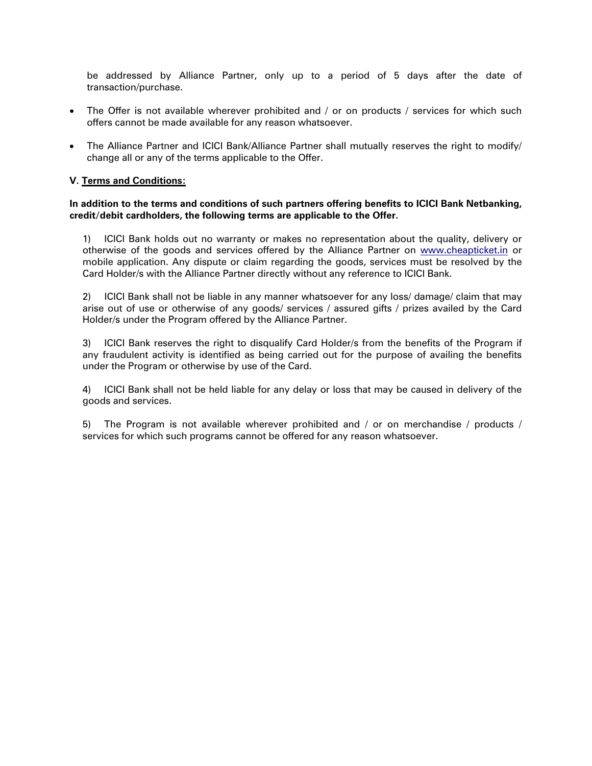be addressed by Alliance Partner, only up to a period of 5 days after the date of transaction/purchase.

- The Offer is not available wherever prohibited and / or on products / services for which such offers cannot be made available for any reason whatsoever.
- The Alliance Partner and ICICI Bank/Alliance Partner shall mutually reserves the right to modify/ change all or any of the terms applicable to the Offer.

## V. Terms and Conditions:

**In addition to the terms and conditions of such partners offering benefits to ICICI Bank Netbanking, credit/debit cardholders, the following terms are applicable to the Offer.**

1) ICICI Bank holds out no warranty or makes no representation about the quality, delivery or otherwise of the goods and services offered by the Alliance Partner on www.cheapticket.in or mobile application. Any dispute or claim regarding the goods, services must be resolved by the Card Holder/s with the Alliance Partner directly without any reference to ICICI Bank.

2) ICICI Bank shall not be liable in any manner whatsoever for any loss/ damage/ claim that may arise out of use or otherwise of any goods/ services / assured gifts / prizes availed by the Card Holder/s under the Program offered by the Alliance Partner.

3) ICICI Bank reserves the right to disqualify Card Holder/s from the benefits of the Program if any fraudulent activity is identified as being carried out for the purpose of availing the benefits under the Program or otherwise by use of the Card.

4) ICICI Bank shall not be held liable for any delay or loss that may be caused in delivery of the goods and services.

5) The Program is not available wherever prohibited and / or on merchandise / products / services for which such programs cannot be offered for any reason whatsoever.